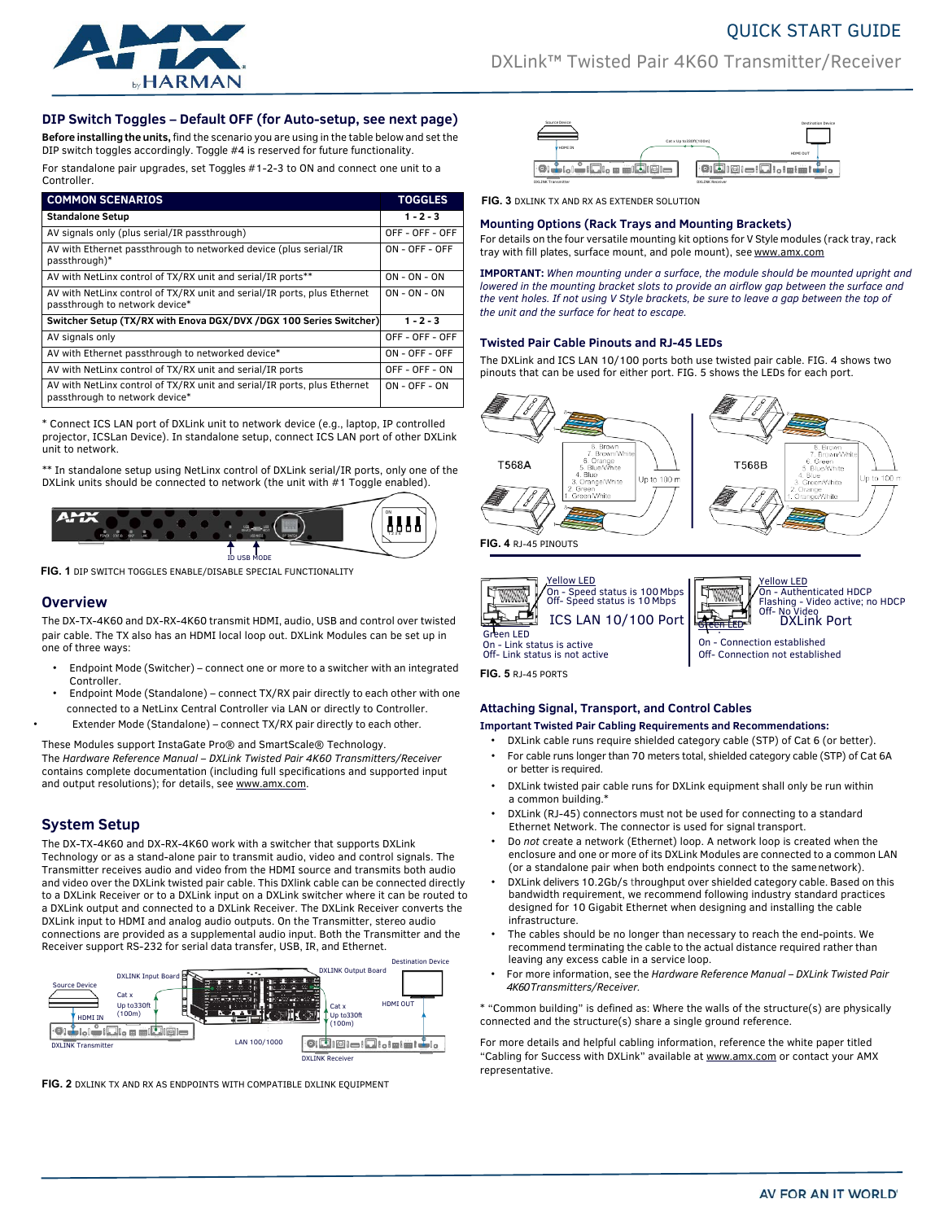# QUICK START GUIDE

## DXLink™ Twisted Pair 4K60 Transmitter/Receiver

### DIP Switch Toggles – Default OFF (for Auto-setup, see next page)

**Before installing the units,** find the scenario you are using in the table below and set the DIP switch toggles accordingly. Toggle #4 is reserved for future functionality.

For standalone pair upgrades, set Toggles #1-2-3 to ON and connect one unit to a Controller.

| COMMON SCENARIOS | TOGGLES |
|---|---|
| **Standalone Setup** | **1 - 2 - 3** |
| AV signals only (plus serial/IR passthrough) | OFF - OFF - OFF |
| AV with Ethernet passthrough to networked device (plus serial/IR passthrough)* | ON - OFF - OFF |
| AV with NetLinx control of TX/RX unit and serial/IR ports** | ON - ON - ON |
| AV with NetLinx control of TX/RX unit and serial/IR ports, plus Ethernet passthrough to network device* | ON - ON - ON |
| **Switcher Setup (TX/RX with Enova DGX/DVX /DGX 100 Series Switcher)** | **1 - 2 - 3** |
| AV signals only | OFF - OFF - OFF |
| AV with Ethernet passthrough to networked device* | ON - OFF - OFF |
| AV with NetLinx control of TX/RX unit and serial/IR ports | OFF - OFF - ON |
| AV with NetLinx control of TX/RX unit and serial/IR ports, plus Ethernet passthrough to network device* | ON - OFF - ON |

* Connect ICS LAN port of DXLink unit to network device (e.g., laptop, IP controlled projector, ICSLan Device). In standalone setup, connect ICS LAN port of other DXLink unit to network.

** In standalone setup using NetLinx control of DXLink serial/IR ports, only one of the DXLink units should be connected to network (the unit with #1 Toggle enabled).

ID USB MODE

**FIG. 1** DIP SWITCH TOGGLES ENABLE/DISABLE SPECIAL FUNCTIONALITY

### Overview

The DX-TX-4K60 and DX-RX-4K60 transmit HDMI, audio, USB and control over twisted pair cable. The TX also has an HDMI local loop out. DXLink Modules can be set up in one of three ways:

- Endpoint Mode (Switcher) – connect one or more to a switcher with an integrated Controller.
- Endpoint Mode (Standalone) – connect TX/RX pair directly to each other with one connected to a NetLinx Central Controller via LAN or directly to Controller.
- Extender Mode (Standalone) – connect TX/RX pair directly to each other.

These Modules support InstaGate Pro® and SmartScale® Technology.
The *Hardware Reference Manual – DXLink Twisted Pair 4K60 Transmitters/Receiver* contains complete documentation (including full specifications and supported input and output resolutions); for details, see www.amx.com.

### System Setup

The DX-TX-4K60 and DX-RX-4K60 work with a switcher that supports DXLink Technology or as a stand-alone pair to transmit audio, video and control signals. The Transmitter receives audio and video from the HDMI source and transmits both audio and video over the DXLink twisted pair cable. This DXlink cable can be connected directly to a DXLink Receiver or to a DXLink input on a DXLink switcher where it can be routed to a DXLink output and connected to a DXLink Receiver. The DXLink Receiver converts the DXLink input to HDMI and analog audio outputs. On the Transmitter, stereo audio connections are provided as a supplemental audio input. Both the Transmitter and the Receiver support RS-232 for serial data transfer, USB, IR, and Ethernet.

**FIG. 2** DXLINK TX AND RX AS ENDPOINTS WITH COMPATIBLE DXLINK EQUIPMENT

**FIG. 3** DXLINK TX AND RX AS EXTENDER SOLUTION

### Mounting Options (Rack Trays and Mounting Brackets)

For details on the four versatile mounting kit options for V Style modules (rack tray, rack tray with fill plates, surface mount, and pole mount), see www.amx.com

**IMPORTANT:** *When mounting under a surface, the module should be mounted upright and lowered in the mounting bracket slots to provide an airflow gap between the surface and the vent holes. If not using V Style brackets, be sure to leave a gap between the top of the unit and the surface for heat to escape.*

### Twisted Pair Cable Pinouts and RJ-45 LEDs

The DXLink and ICS LAN 10/100 ports both use twisted pair cable. FIG. 4 shows two pinouts that can be used for either port. FIG. 5 shows the LEDs for each port.

**FIG. 4** RJ-45 PINOUTS

ICS LAN 10/100 Port:
- Yellow LED: On - Speed status is 100 Mbps; Off- Speed status is 10 Mbps
- Green LED: On - Link status is active; Off- Link status is not active

DXLink Port:
- Yellow LED: On - Authenticated HDCP; Flashing - Video active; no HDCP; Off- No Video
- Green LED: On - Connection established; Off- Connection not established

**FIG. 5** RJ-45 PORTS

### Attaching Signal, Transport, and Control Cables

**Important Twisted Pair Cabling Requirements and Recommendations:**

- DXLink cable runs require shielded category cable (STP) of Cat 6 (or better).
- For cable runs longer than 70 meters total, shielded category cable (STP) of Cat 6A or better is required.
- DXLink twisted pair cable runs for DXLink equipment shall only be run within a common building.*
- DXLink (RJ-45) connectors must not be used for connecting to a standard Ethernet Network. The connector is used for signal transport.
- Do *not* create a network (Ethernet) loop. A network loop is created when the enclosure and one or more of its DXLink Modules are connected to a common LAN (or a standalone pair when both endpoints connect to the same network).
- DXLink delivers 10.2Gb/s throughput over shielded category cable. Based on this bandwidth requirement, we recommend following industry standard practices designed for 10 Gigabit Ethernet when designing and installing the cable infrastructure.
- The cables should be no longer than necessary to reach the end-points. We recommend terminating the cable to the actual distance required rather than leaving any excess cable in a service loop.
- For more information, see the *Hardware Reference Manual – DXLink Twisted Pair 4K60 Transmitters/Receiver.*

* "Common building" is defined as: Where the walls of the structure(s) are physically connected and the structure(s) share a single ground reference.

For more details and helpful cabling information, reference the white paper titled "Cabling for Success with DXLink" available at www.amx.com or contact your AMX representative.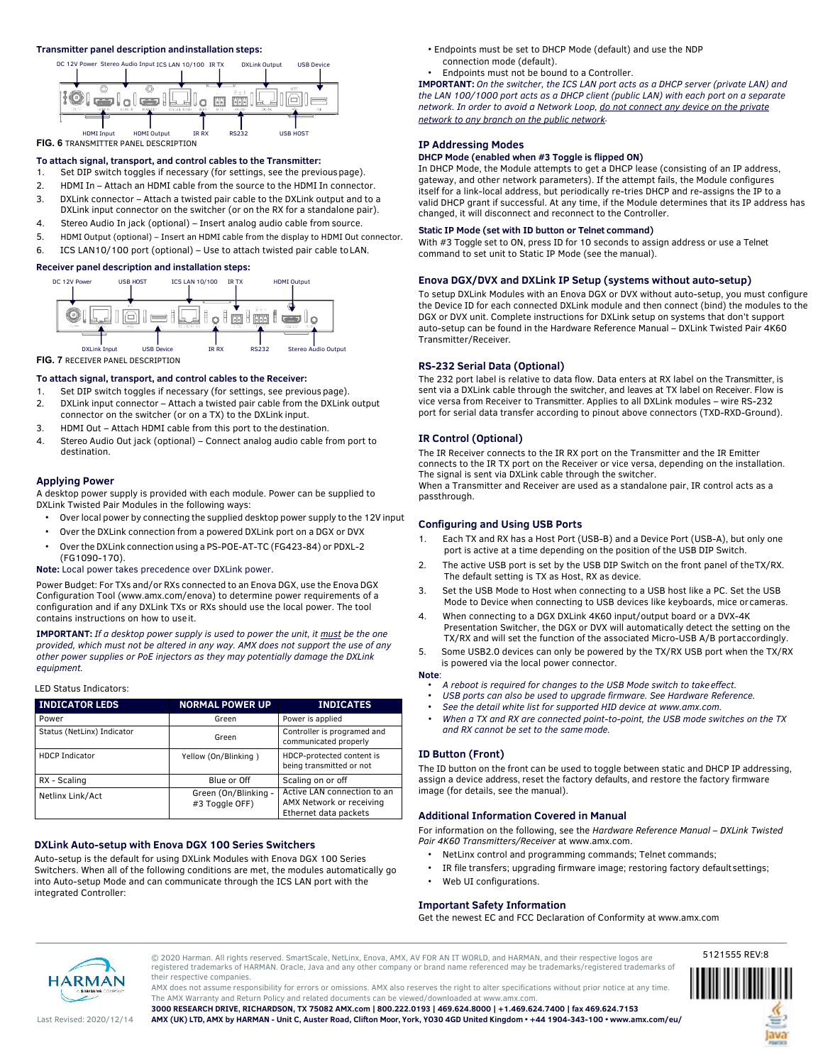### Transmitter panel description and installation steps:

DC 12V Power
Stereo Audio Input
ICS LAN 10/100
IR TX
DXLink Output
USB Device
HDMI Input
HDMI Output
IR RX
RS232
USB HOST

**FIG. 6** TRANSMITTER PANEL DESCRIPTION

**To attach signal, transport, and control cables to the Transmitter:**

1. Set DIP switch toggles if necessary (for settings, see the previous page).
2. HDMI In – Attach an HDMI cable from the source to the HDMI In connector.
3. DXLink connector – Attach a twisted pair cable to the DXLink output and to a DXLink input connector on the switcher (or on the RX for a standalone pair).
4. Stereo Audio In jack (optional) – Insert analog audio cable from source.
5. HDMI Output (optional) – Insert an HDMI cable from the display to HDMI Out connector.
6. ICS LAN10/100 port (optional) – Use to attach twisted pair cable to LAN.

### Receiver panel description and installation steps:

DC 12V Power
USB HOST
ICS LAN 10/100
IR TX
HDMI Output
DXLink Input
USB Device
IR RX
RS232
Stereo Audio Output

**FIG. 7** RECEIVER PANEL DESCRIPTION

**To attach signal, transport, and control cables to the Receiver:**

1. Set DIP switch toggles if necessary (for settings, see previous page).
2. DXLink input connector – Attach a twisted pair cable from the DXLink output connector on the switcher (or on a TX) to the DXLink input.
3. HDMI Out – Attach HDMI cable from this port to the destination.
4. Stereo Audio Out jack (optional) – Connect analog audio cable from port to destination.

## Applying Power

A desktop power supply is provided with each module. Power can be supplied to DXLink Twisted Pair Modules in the following ways:

- Over local power by connecting the supplied desktop power supply to the 12V input
- Over the DXLink connection from a powered DXLink port on a DGX or DVX
- Over the DXLink connection using a PS-POE-AT-TC (FG423-84) or PDXL-2 (FG1090-170).

**Note:** Local power takes precedence over DXLink power.

Power Budget: For TXs and/or RXs connected to an Enova DGX, use the Enova DGX Configuration Tool (www.amx.com/enova) to determine power requirements of a configuration and if any DXLink TXs or RXs should use the local power. The tool contains instructions on how to use it.

**IMPORTANT:** *If a desktop power supply is used to power the unit, it must be the one provided, which must not be altered in any way. AMX does not support the use of any other power supplies or PoE injectors as they may potentially damage the DXLink equipment.*

LED Status Indicators:

| INDICATOR LEDS | NORMAL POWER UP | INDICATES |
|---|---|---|
| Power | Green | Power is applied |
| Status (NetLinx) Indicator | Green | Controller is programed and communicated properly |
| HDCP Indicator | Yellow (On/Blinking ) | HDCP-protected content is being transmitted or not |
| RX - Scaling | Blue or Off | Scaling on or off |
| Netlinx Link/Act | Green (On/Blinking - #3 Toggle OFF) | Active LAN connection to an AMX Network or receiving Ethernet data packets |

## DXLink Auto-setup with Enova DGX 100 Series Switchers

Auto-setup is the default for using DXLink Modules with Enova DGX 100 Series Switchers. When all of the following conditions are met, the modules automatically go into Auto-setup Mode and can communicate through the ICS LAN port with the integrated Controller:

- Endpoints must be set to DHCP Mode (default) and use the NDP connection mode (default).
- Endpoints must not be bound to a Controller.

**IMPORTANT:** *On the switcher, the ICS LAN port acts as a DHCP server (private LAN) and the LAN 100/1000 port acts as a DHCP client (public LAN) with each port on a separate network. In order to avoid a Network Loop, do not connect any device on the private network to any branch on the public network.*

## IP Addressing Modes

**DHCP Mode (enabled when #3 Toggle is flipped ON)**

In DHCP Mode, the Module attempts to get a DHCP lease (consisting of an IP address, gateway, and other network parameters). If the attempt fails, the Module configures itself for a link-local address, but periodically re-tries DHCP and re-assigns the IP to a valid DHCP grant if successful. At any time, if the Module determines that its IP address has changed, it will disconnect and reconnect to the Controller.

**Static IP Mode (set with ID button or Telnet command)**

With #3 Toggle set to ON, press ID for 10 seconds to assign address or use a Telnet command to set unit to Static IP Mode (see the manual).

## Enova DGX/DVX and DXLink IP Setup (systems without auto-setup)

To setup DXLink Modules with an Enova DGX or DVX without auto-setup, you must configure the Device ID for each connected DXLink module and then connect (bind) the modules to the DGX or DVX unit. Complete instructions for DXLink setup on systems that don't support auto-setup can be found in the Hardware Reference Manual – DXLink Twisted Pair 4K60 Transmitter/Receiver.

## RS-232 Serial Data (Optional)

The 232 port label is relative to data flow. Data enters at RX label on the Transmitter, is sent via a DXLink cable through the switcher, and leaves at TX label on Receiver. Flow is vice versa from Receiver to Transmitter. Applies to all DXLink modules – wire RS-232 port for serial data transfer according to pinout above connectors (TXD-RXD-Ground).

## IR Control (Optional)

The IR Receiver connects to the IR RX port on the Transmitter and the IR Emitter connects to the IR TX port on the Receiver or vice versa, depending on the installation. The signal is sent via DXLink cable through the switcher.

When a Transmitter and Receiver are used as a standalone pair, IR control acts as a passthrough.

## Configuring and Using USB Ports

1. Each TX and RX has a Host Port (USB-B) and a Device Port (USB-A), but only one port is active at a time depending on the position of the USB DIP Switch.
2. The active USB port is set by the USB DIP Switch on the front panel of the TX/RX. The default setting is TX as Host, RX as device.
3. Set the USB Mode to Host when connecting to a USB host like a PC. Set the USB Mode to Device when connecting to USB devices like keyboards, mice or cameras.
4. When connecting to a DGX DXLink 4K60 input/output board or a DVX-4K Presentation Switcher, the DGX or DVX will automatically detect the setting on the TX/RX and will set the function of the associated Micro-USB A/B port accordingly.
5. Some USB2.0 devices can only be powered by the TX/RX USB port when the TX/RX is powered via the local power connector.

**Note**:

- *A reboot is required for changes to the USB Mode switch to take effect.*
- *USB ports can also be used to upgrade firmware. See Hardware Reference.*
- *See the detail white list for supported HID device at www.amx.com.*
- *When a TX and RX are connected point-to-point, the USB mode switches on the TX and RX cannot be set to the same mode.*

## ID Button (Front)

The ID button on the front can be used to toggle between static and DHCP IP addressing, assign a device address, reset the factory defaults, and restore the factory firmware image (for details, see the manual).

## Additional Information Covered in Manual

For information on the following, see the *Hardware Reference Manual – DXLink Twisted Pair 4K60 Transmitters/Receiver* at www.amx.com.

- NetLinx control and programming commands; Telnet commands;
- IR file transfers; upgrading firmware image; restoring factory default settings;
- Web UI configurations.

## Important Safety Information

Get the newest EC and FCC Declaration of Conformity at www.amx.com

© 2020 Harman. All rights reserved. SmartScale, NetLinx, Enova, AMX, AV FOR AN IT WORLD, and HARMAN, and their respective logos are registered trademarks of HARMAN. Oracle, Java and any other company or brand name referenced may be trademarks/registered trademarks of their respective companies.

AMX does not assume responsibility for errors or omissions. AMX also reserves the right to alter specifications without prior notice at any time. The AMX Warranty and Return Policy and related documents can be viewed/downloaded at www.amx.com.

**3000 RESEARCH DRIVE, RICHARDSON, TX 75082 AMX.com | 800.222.0193 | 469.624.8000 | +1.469.624.7400 | fax 469.624.7153**

**AMX (UK) LTD, AMX by HARMAN - Unit C, Auster Road, Clifton Moor, York, YO30 4GD United Kingdom • +44 1904-343-100 • www.amx.com/eu/**

Last Revised: 2020/12/14

5121555 REV:8